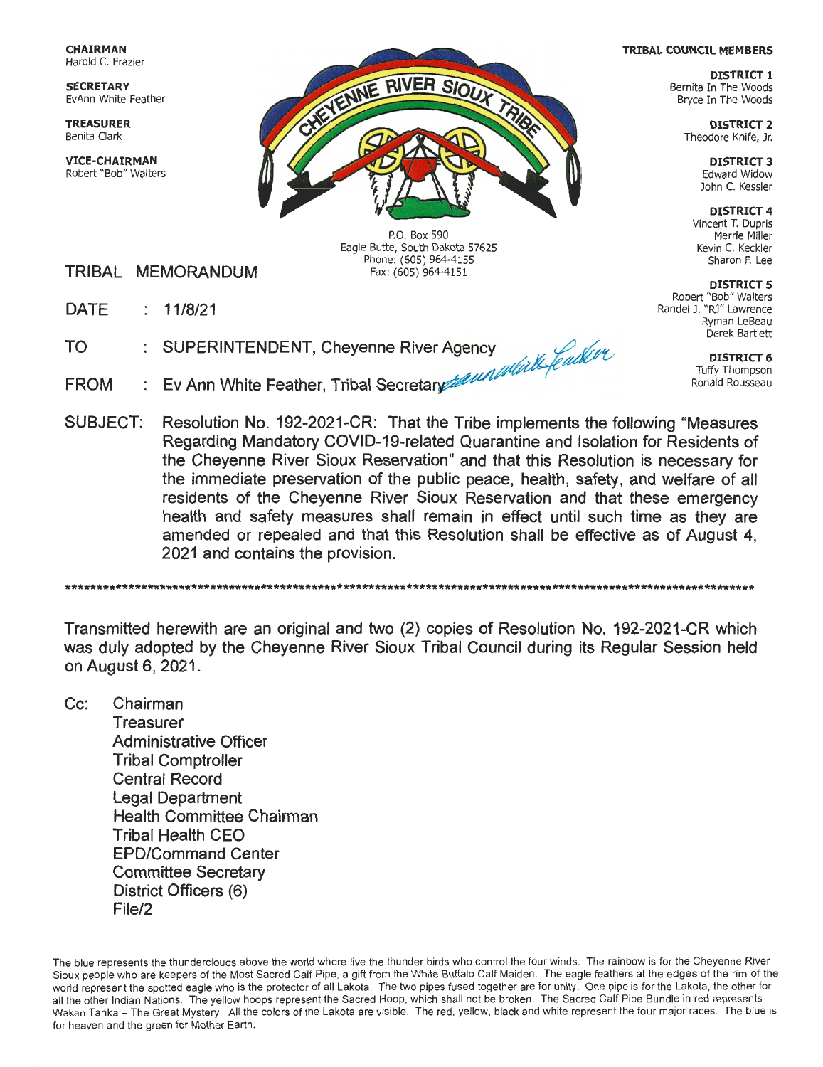**CHAIRMAN**
Harold C. Frazier

**SECRETARY**
EvAnn White Feather

**TREASURER**
Benita Clark

**VICE-CHAIRMAN**
Robert "Bob" Walters

CHEYENNE RIVER SIOUX TRIBE

P.O. Box 590
Eagle Butte, South Dakota 57625
Phone: (605) 964-4155
Fax: (605) 964-4151

**TRIBAL COUNCIL MEMBERS**

**DISTRICT 1**
Bernita In The Woods
Bryce In The Woods

**DISTRICT 2**
Theodore Knife, Jr.

**DISTRICT 3**
Edward Widow
John C. Kessler

**DISTRICT 4**
Vincent T. Dupris
Merrie Miller
Kevin C. Keckler
Sharon F. Lee

**DISTRICT 5**
Robert "Bob" Walters
Randel J. "RJ" Lawrence
Ryman LeBeau
Derek Bartlett

**DISTRICT 6**
Tuffy Thompson
Ronald Rousseau

# TRIBAL MEMORANDUM

DATE : 11/8/21

TO : SUPERINTENDENT, Cheyenne River Agency

FROM : Ev Ann White Feather, Tribal Secretary

SUBJECT: Resolution No. 192-2021-CR: That the Tribe implements the following "Measures Regarding Mandatory COVID-19-related Quarantine and Isolation for Residents of the Cheyenne River Sioux Reservation" and that this Resolution is necessary for the immediate preservation of the public peace, health, safety, and welfare of all residents of the Cheyenne River Sioux Reservation and that these emergency health and safety measures shall remain in effect until such time as they are amended or repealed and that this Resolution shall be effective as of August 4, 2021 and contains the provision.

*******************************************************************************************************************

Transmitted herewith are an original and two (2) copies of Resolution No. 192-2021-CR which was duly adopted by the Cheyenne River Sioux Tribal Council during its Regular Session held on August 6, 2021.

Cc: Chairman
Treasurer
Administrative Officer
Tribal Comptroller
Central Record
Legal Department
Health Committee Chairman
Tribal Health CEO
EPD/Command Center
Committee Secretary
District Officers (6)
File/2

The blue represents the thunderclouds above the world where live the thunder birds who control the four winds. The rainbow is for the Cheyenne River Sioux people who are keepers of the Most Sacred Calf Pipe, a gift from the White Buffalo Calf Maiden. The eagle feathers at the edges of the rim of the world represent the spotted eagle who is the protector of all Lakota. The two pipes fused together are for unity. One pipe is for the Lakota, the other for all the other Indian Nations. The yellow hoops represent the Sacred Hoop, which shall not be broken. The Sacred Calf Pipe Bundle in red represents Wakan Tanka – The Great Mystery. All the colors of the Lakota are visible. The red, yellow, black and white represent the four major races. The blue is for heaven and the green for Mother Earth.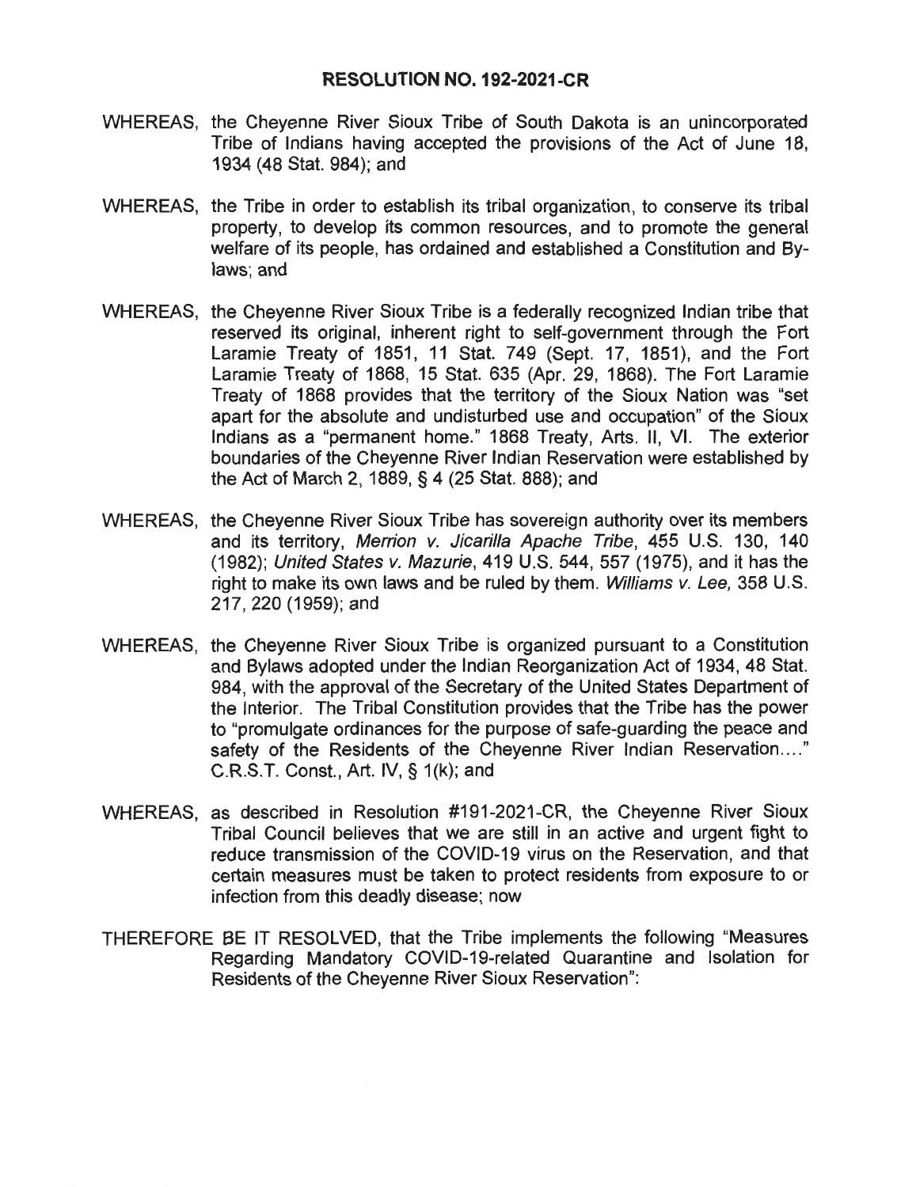## RESOLUTION NO. 192-2021-CR

WHEREAS, the Cheyenne River Sioux Tribe of South Dakota is an unincorporated Tribe of Indians having accepted the provisions of the Act of June 18, 1934 (48 Stat. 984); and

WHEREAS, the Tribe in order to establish its tribal organization, to conserve its tribal property, to develop its common resources, and to promote the general welfare of its people, has ordained and established a Constitution and By-laws; and

WHEREAS, the Cheyenne River Sioux Tribe is a federally recognized Indian tribe that reserved its original, inherent right to self-government through the Fort Laramie Treaty of 1851, 11 Stat. 749 (Sept. 17, 1851), and the Fort Laramie Treaty of 1868, 15 Stat. 635 (Apr. 29, 1868). The Fort Laramie Treaty of 1868 provides that the territory of the Sioux Nation was "set apart for the absolute and undisturbed use and occupation" of the Sioux Indians as a "permanent home." 1868 Treaty, Arts. II, VI. The exterior boundaries of the Cheyenne River Indian Reservation were established by the Act of March 2, 1889, § 4 (25 Stat. 888); and

WHEREAS, the Cheyenne River Sioux Tribe has sovereign authority over its members and its territory, *Merrion v. Jicarilla Apache Tribe*, 455 U.S. 130, 140 (1982); *United States v. Mazurie*, 419 U.S. 544, 557 (1975), and it has the right to make its own laws and be ruled by them. *Williams v. Lee*, 358 U.S. 217, 220 (1959); and

WHEREAS, the Cheyenne River Sioux Tribe is organized pursuant to a Constitution and Bylaws adopted under the Indian Reorganization Act of 1934, 48 Stat. 984, with the approval of the Secretary of the United States Department of the Interior. The Tribal Constitution provides that the Tribe has the power to "promulgate ordinances for the purpose of safe-guarding the peace and safety of the Residents of the Cheyenne River Indian Reservation…." C.R.S.T. Const., Art. IV, § 1(k); and

WHEREAS, as described in Resolution #191-2021-CR, the Cheyenne River Sioux Tribal Council believes that we are still in an active and urgent fight to reduce transmission of the COVID-19 virus on the Reservation, and that certain measures must be taken to protect residents from exposure to or infection from this deadly disease; now

THEREFORE BE IT RESOLVED, that the Tribe implements the following "Measures Regarding Mandatory COVID-19-related Quarantine and Isolation for Residents of the Cheyenne River Sioux Reservation":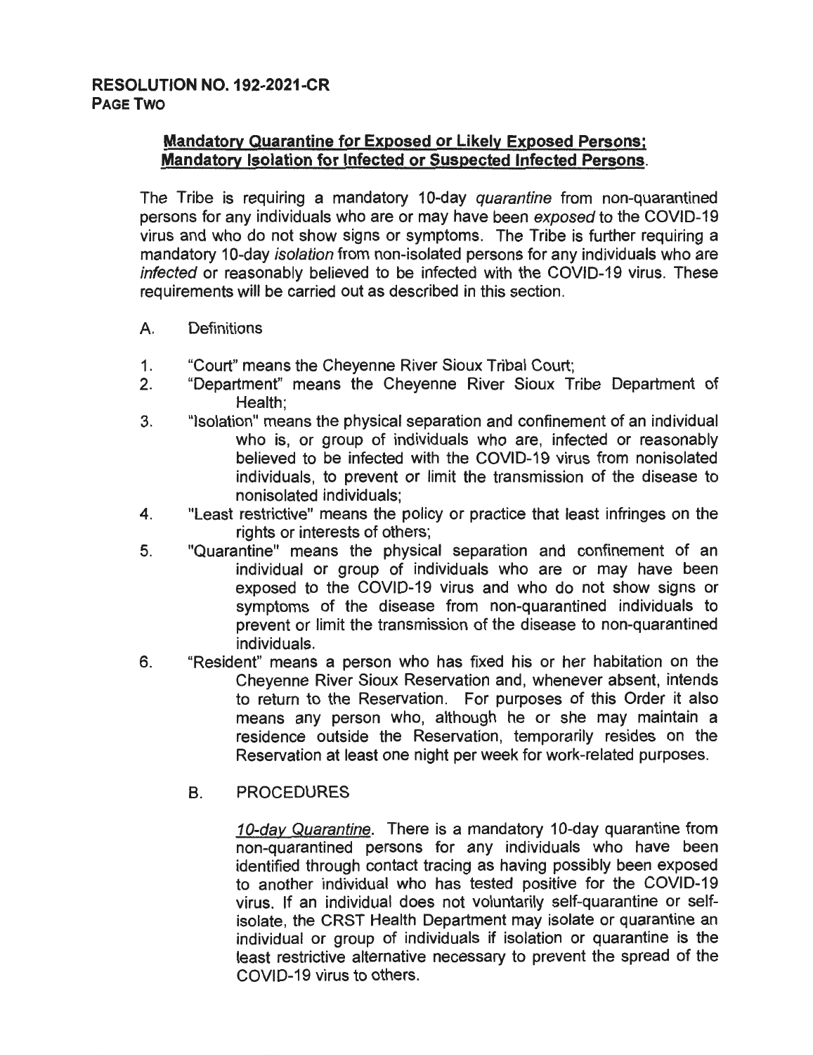**RESOLUTION NO. 192-2021-CR**
**PAGE TWO**

**Mandatory Quarantine for Exposed or Likely Exposed Persons; Mandatory Isolation for Infected or Suspected Infected Persons.**

The Tribe is requiring a mandatory 10-day *quarantine* from non-quarantined persons for any individuals who are or may have been *exposed* to the COVID-19 virus and who do not show signs or symptoms. The Tribe is further requiring a mandatory 10-day *isolation* from non-isolated persons for any individuals who are *infected* or reasonably believed to be infected with the COVID-19 virus. These requirements will be carried out as described in this section.

A. Definitions

1. "Court" means the Cheyenne River Sioux Tribal Court;
2. "Department" means the Cheyenne River Sioux Tribe Department of Health;
3. "Isolation" means the physical separation and confinement of an individual who is, or group of individuals who are, infected or reasonably believed to be infected with the COVID-19 virus from nonisolated individuals, to prevent or limit the transmission of the disease to nonisolated individuals;
4. "Least restrictive" means the policy or practice that least infringes on the rights or interests of others;
5. "Quarantine" means the physical separation and confinement of an individual or group of individuals who are or may have been exposed to the COVID-19 virus and who do not show signs or symptoms of the disease from non-quarantined individuals to prevent or limit the transmission of the disease to non-quarantined individuals.
6. "Resident" means a person who has fixed his or her habitation on the Cheyenne River Sioux Reservation and, whenever absent, intends to return to the Reservation. For purposes of this Order it also means any person who, although he or she may maintain a residence outside the Reservation, temporarily resides on the Reservation at least one night per week for work-related purposes.

B. PROCEDURES

*10-day Quarantine*. There is a mandatory 10-day quarantine from non-quarantined persons for any individuals who have been identified through contact tracing as having possibly been exposed to another individual who has tested positive for the COVID-19 virus. If an individual does not voluntarily self-quarantine or self-isolate, the CRST Health Department may isolate or quarantine an individual or group of individuals if isolation or quarantine is the least restrictive alternative necessary to prevent the spread of the COVID-19 virus to others.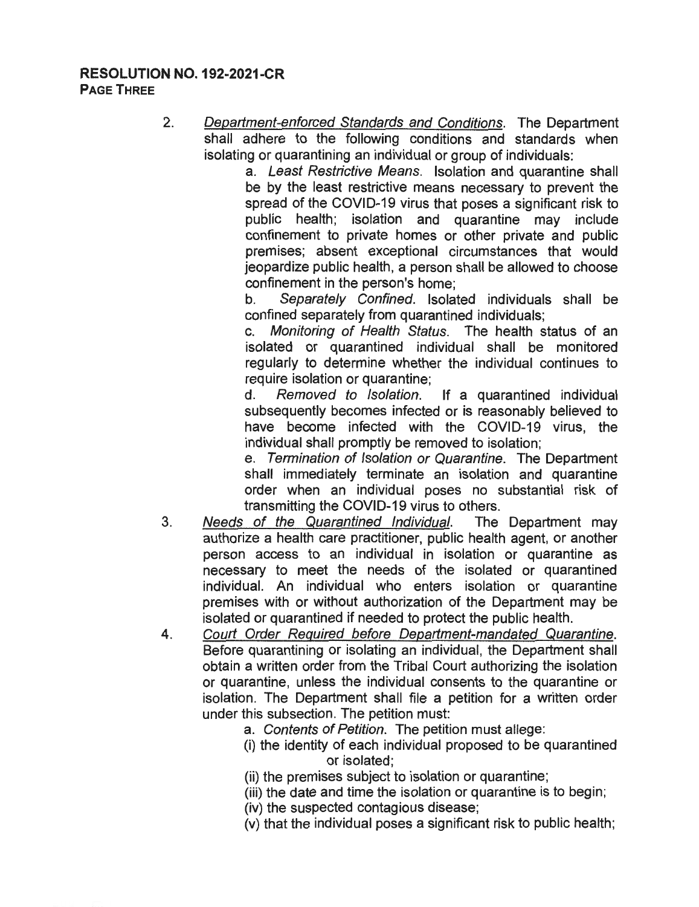2. *Department-enforced Standards and Conditions*. The Department shall adhere to the following conditions and standards when isolating or quarantining an individual or group of individuals:

   a. *Least Restrictive Means*. Isolation and quarantine shall be by the least restrictive means necessary to prevent the spread of the COVID-19 virus that poses a significant risk to public health; isolation and quarantine may include confinement to private homes or other private and public premises; absent exceptional circumstances that would jeopardize public health, a person shall be allowed to choose confinement in the person's home;

   b. *Separately Confined*. Isolated individuals shall be confined separately from quarantined individuals;

   c. *Monitoring of Health Status*. The health status of an isolated or quarantined individual shall be monitored regularly to determine whether the individual continues to require isolation or quarantine;

   d. *Removed to Isolation*. If a quarantined individual subsequently becomes infected or is reasonably believed to have become infected with the COVID-19 virus, the individual shall promptly be removed to isolation;

   e. *Termination of Isolation or Quarantine*. The Department shall immediately terminate an isolation and quarantine order when an individual poses no substantial risk of transmitting the COVID-19 virus to others.

3. *Needs of the Quarantined Individual*. The Department may authorize a health care practitioner, public health agent, or another person access to an individual in isolation or quarantine as necessary to meet the needs of the isolated or quarantined individual. An individual who enters isolation or quarantine premises with or without authorization of the Department may be isolated or quarantined if needed to protect the public health.

4. *Court Order Required before Department-mandated Quarantine*. Before quarantining or isolating an individual, the Department shall obtain a written order from the Tribal Court authorizing the isolation or quarantine, unless the individual consents to the quarantine or isolation. The Department shall file a petition for a written order under this subsection. The petition must:

   a. *Contents of Petition*. The petition must allege:

   (i) the identity of each individual proposed to be quarantined or isolated;

   (ii) the premises subject to isolation or quarantine;

   (iii) the date and time the isolation or quarantine is to begin;

   (iv) the suspected contagious disease;

   (v) that the individual poses a significant risk to public health;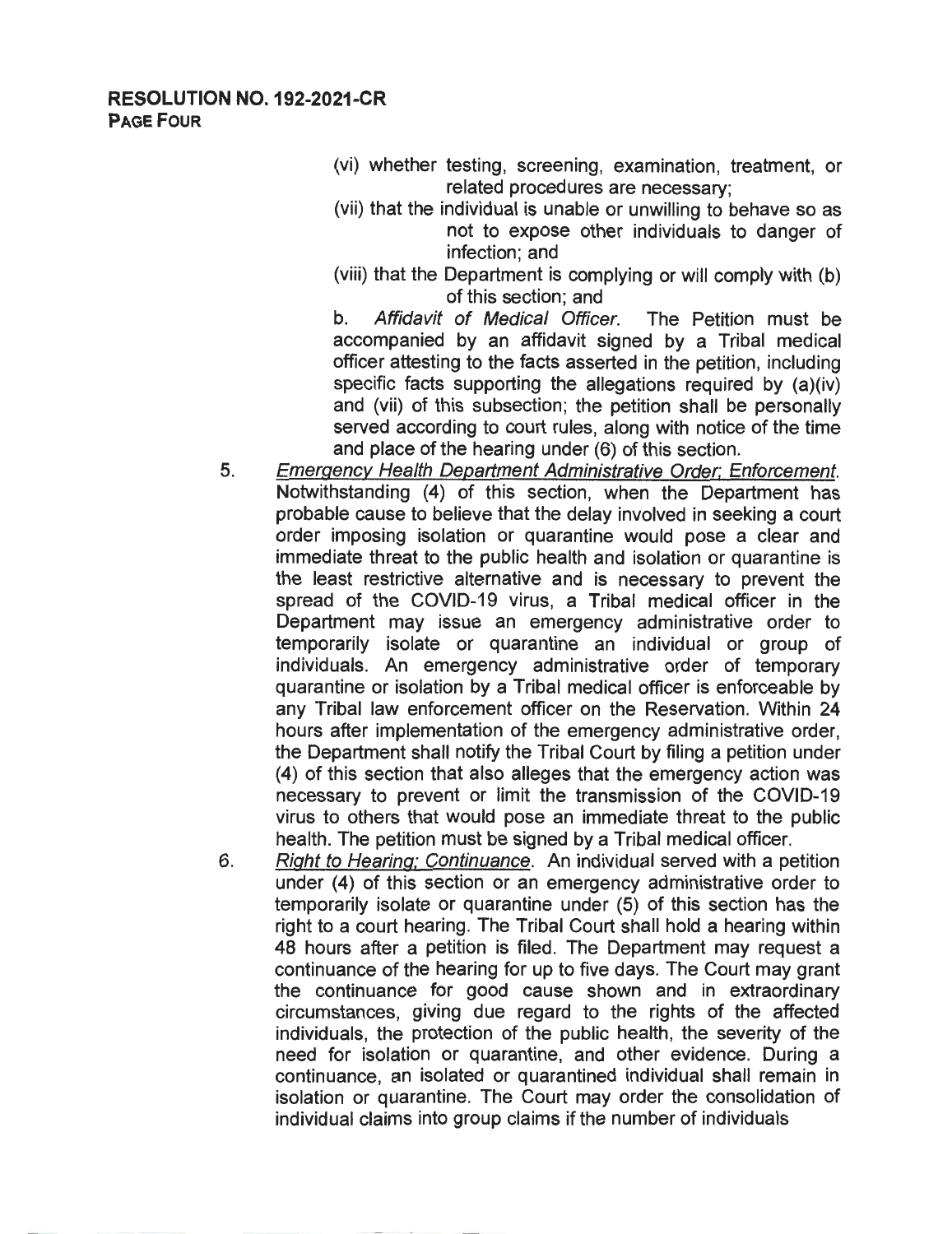(vi) whether testing, screening, examination, treatment, or related procedures are necessary;

(vii) that the individual is unable or unwilling to behave so as not to expose other individuals to danger of infection; and

(viii) that the Department is complying or will comply with (b) of this section; and

b. *Affidavit of Medical Officer.* The Petition must be accompanied by an affidavit signed by a Tribal medical officer attesting to the facts asserted in the petition, including specific facts supporting the allegations required by (a)(iv) and (vii) of this subsection; the petition shall be personally served according to court rules, along with notice of the time and place of the hearing under (6) of this section.

5. *Emergency Health Department Administrative Order; Enforcement.* Notwithstanding (4) of this section, when the Department has probable cause to believe that the delay involved in seeking a court order imposing isolation or quarantine would pose a clear and immediate threat to the public health and isolation or quarantine is the least restrictive alternative and is necessary to prevent the spread of the COVID-19 virus, a Tribal medical officer in the Department may issue an emergency administrative order to temporarily isolate or quarantine an individual or group of individuals. An emergency administrative order of temporary quarantine or isolation by a Tribal medical officer is enforceable by any Tribal law enforcement officer on the Reservation. Within 24 hours after implementation of the emergency administrative order, the Department shall notify the Tribal Court by filing a petition under (4) of this section that also alleges that the emergency action was necessary to prevent or limit the transmission of the COVID-19 virus to others that would pose an immediate threat to the public health. The petition must be signed by a Tribal medical officer.

6. *Right to Hearing; Continuance.* An individual served with a petition under (4) of this section or an emergency administrative order to temporarily isolate or quarantine under (5) of this section has the right to a court hearing. The Tribal Court shall hold a hearing within 48 hours after a petition is filed. The Department may request a continuance of the hearing for up to five days. The Court may grant the continuance for good cause shown and in extraordinary circumstances, giving due regard to the rights of the affected individuals, the protection of the public health, the severity of the need for isolation or quarantine, and other evidence. During a continuance, an isolated or quarantined individual shall remain in isolation or quarantine. The Court may order the consolidation of individual claims into group claims if the number of individuals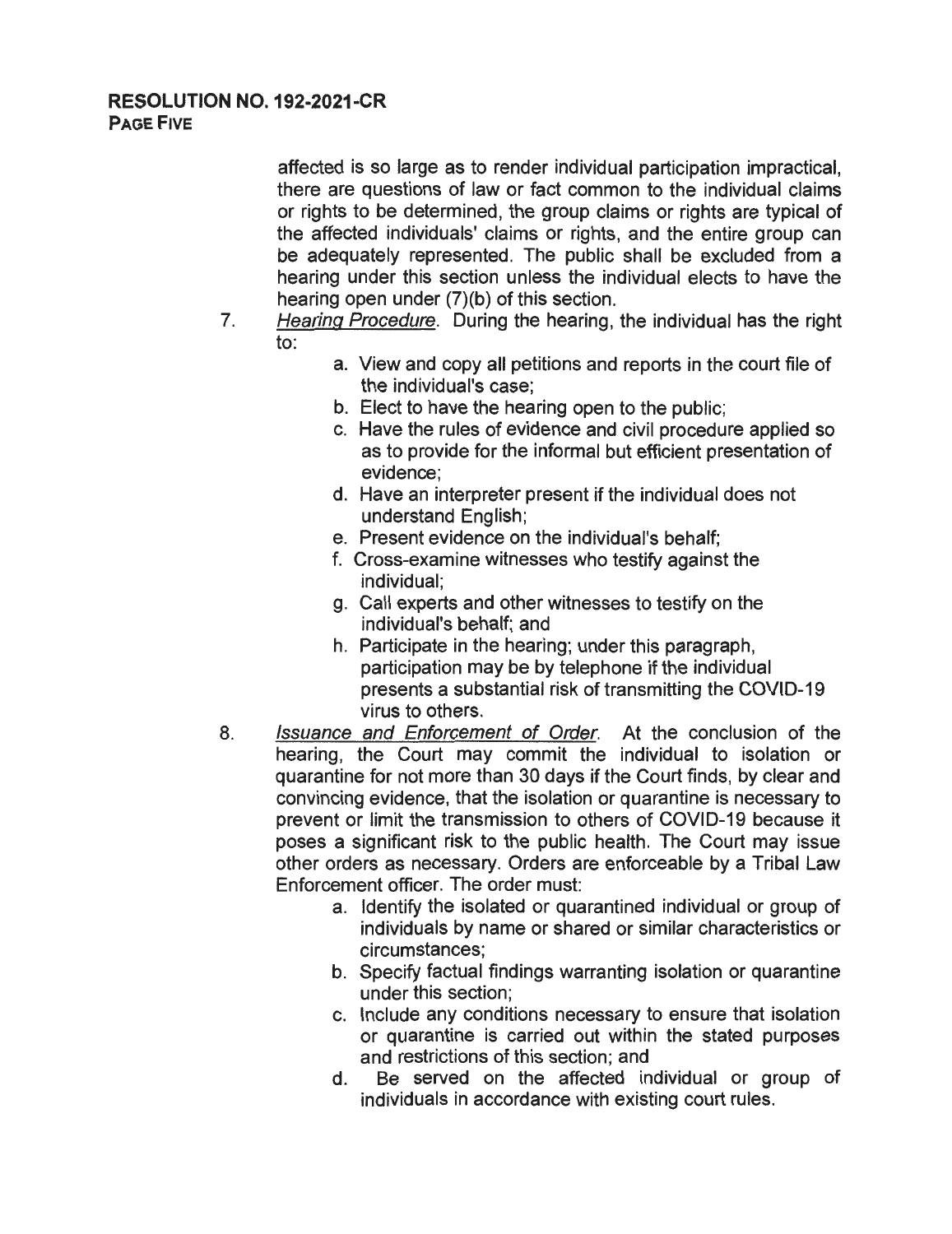affected is so large as to render individual participation impractical, there are questions of law or fact common to the individual claims or rights to be determined, the group claims or rights are typical of the affected individuals' claims or rights, and the entire group can be adequately represented. The public shall be excluded from a hearing under this section unless the individual elects to have the hearing open under (7)(b) of this section.

7. *Hearing Procedure*. During the hearing, the individual has the right to:
    a. View and copy all petitions and reports in the court file of the individual's case;
    b. Elect to have the hearing open to the public;
    c. Have the rules of evidence and civil procedure applied so as to provide for the informal but efficient presentation of evidence;
    d. Have an interpreter present if the individual does not understand English;
    e. Present evidence on the individual's behalf;
    f. Cross-examine witnesses who testify against the individual;
    g. Call experts and other witnesses to testify on the individual's behalf; and
    h. Participate in the hearing; under this paragraph, participation may be by telephone if the individual presents a substantial risk of transmitting the COVID-19 virus to others.

8. *Issuance and Enforcement of Order*. At the conclusion of the hearing, the Court may commit the individual to isolation or quarantine for not more than 30 days if the Court finds, by clear and convincing evidence, that the isolation or quarantine is necessary to prevent or limit the transmission to others of COVID-19 because it poses a significant risk to the public health. The Court may issue other orders as necessary. Orders are enforceable by a Tribal Law Enforcement officer. The order must:
    a. Identify the isolated or quarantined individual or group of individuals by name or shared or similar characteristics or circumstances;
    b. Specify factual findings warranting isolation or quarantine under this section;
    c. Include any conditions necessary to ensure that isolation or quarantine is carried out within the stated purposes and restrictions of this section; and
    d. Be served on the affected individual or group of individuals in accordance with existing court rules.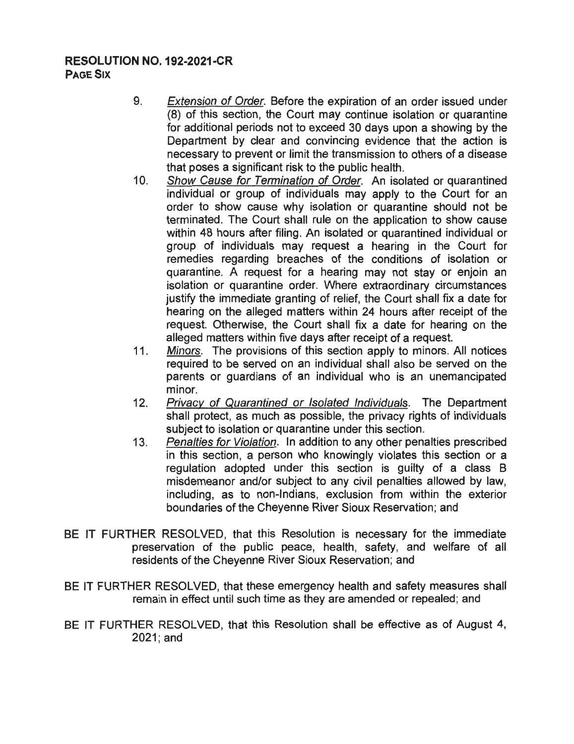**RESOLUTION NO. 192-2021-CR**
**PAGE SIX**

9. *Extension of Order*. Before the expiration of an order issued under (8) of this section, the Court may continue isolation or quarantine for additional periods not to exceed 30 days upon a showing by the Department by clear and convincing evidence that the action is necessary to prevent or limit the transmission to others of a disease that poses a significant risk to the public health.
10. *Show Cause for Termination of Order*. An isolated or quarantined individual or group of individuals may apply to the Court for an order to show cause why isolation or quarantine should not be terminated. The Court shall rule on the application to show cause within 48 hours after filing. An isolated or quarantined individual or group of individuals may request a hearing in the Court for remedies regarding breaches of the conditions of isolation or quarantine. A request for a hearing may not stay or enjoin an isolation or quarantine order. Where extraordinary circumstances justify the immediate granting of relief, the Court shall fix a date for hearing on the alleged matters within 24 hours after receipt of the request. Otherwise, the Court shall fix a date for hearing on the alleged matters within five days after receipt of a request.
11. *Minors*. The provisions of this section apply to minors. All notices required to be served on an individual shall also be served on the parents or guardians of an individual who is an unemancipated minor.
12. *Privacy of Quarantined or Isolated Individuals*. The Department shall protect, as much as possible, the privacy rights of individuals subject to isolation or quarantine under this section.
13. *Penalties for Violation*. In addition to any other penalties prescribed in this section, a person who knowingly violates this section or a regulation adopted under this section is guilty of a class B misdemeanor and/or subject to any civil penalties allowed by law, including, as to non-Indians, exclusion from within the exterior boundaries of the Cheyenne River Sioux Reservation; and

BE IT FURTHER RESOLVED, that this Resolution is necessary for the immediate preservation of the public peace, health, safety, and welfare of all residents of the Cheyenne River Sioux Reservation; and

BE IT FURTHER RESOLVED, that these emergency health and safety measures shall remain in effect until such time as they are amended or repealed; and

BE IT FURTHER RESOLVED, that this Resolution shall be effective as of August 4, 2021; and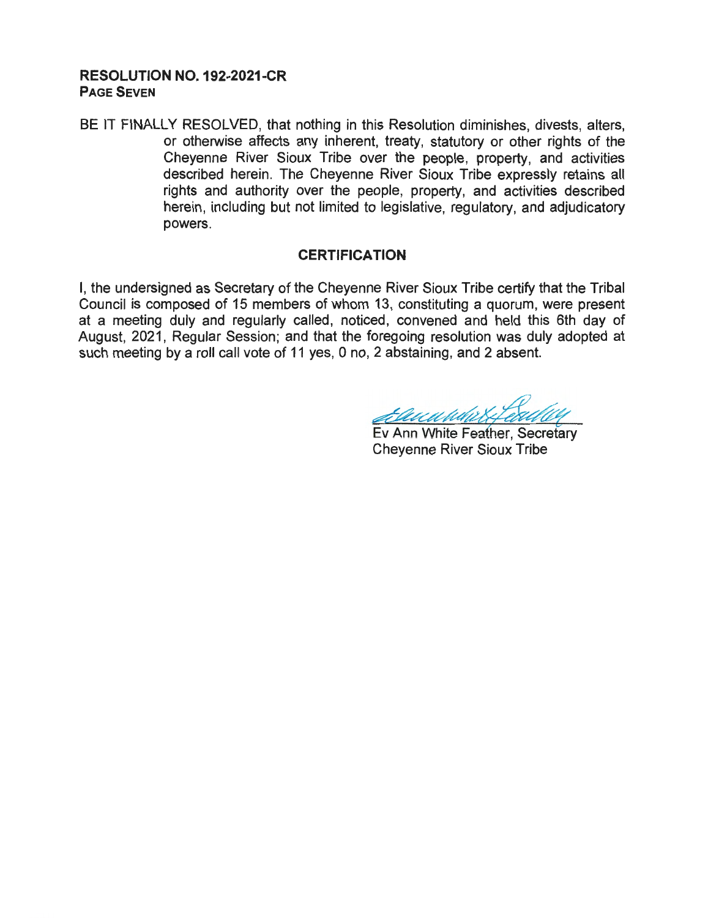**RESOLUTION NO. 192-2021-CR**
**PAGE SEVEN**

BE IT FINALLY RESOLVED, that nothing in this Resolution diminishes, divests, alters, or otherwise affects any inherent, treaty, statutory or other rights of the Cheyenne River Sioux Tribe over the people, property, and activities described herein. The Cheyenne River Sioux Tribe expressly retains all rights and authority over the people, property, and activities described herein, including but not limited to legislative, regulatory, and adjudicatory powers.

## CERTIFICATION

I, the undersigned as Secretary of the Cheyenne River Sioux Tribe certify that the Tribal Council is composed of 15 members of whom 13, constituting a quorum, were present at a meeting duly and regularly called, noticed, convened and held this 6th day of August, 2021, Regular Session; and that the foregoing resolution was duly adopted at such meeting by a roll call vote of 11 yes, 0 no, 2 abstaining, and 2 absent.

Ev Ann White Feather, Secretary
Cheyenne River Sioux Tribe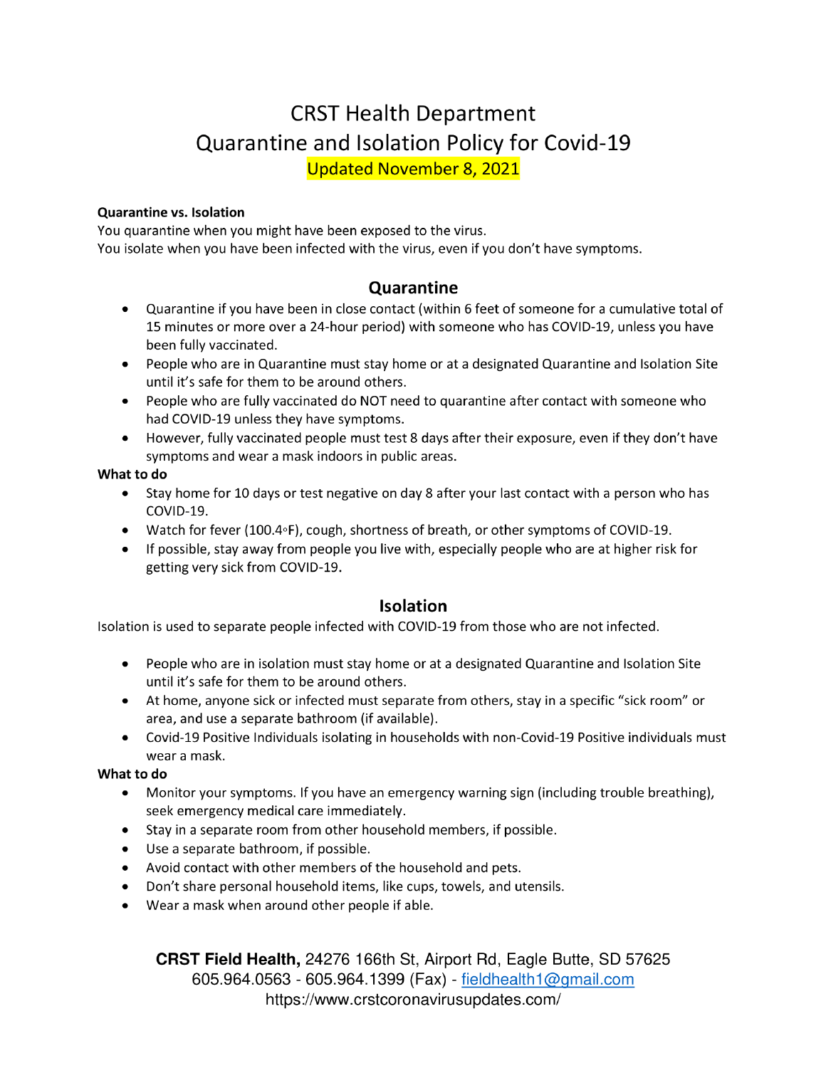# CRST Health Department
# Quarantine and Isolation Policy for Covid-19

Updated November 8, 2021

**Quarantine vs. Isolation**

You quarantine when you might have been exposed to the virus.
You isolate when you have been infected with the virus, even if you don't have symptoms.

## Quarantine

- Quarantine if you have been in close contact (within 6 feet of someone for a cumulative total of 15 minutes or more over a 24-hour period) with someone who has COVID-19, unless you have been fully vaccinated.
- People who are in Quarantine must stay home or at a designated Quarantine and Isolation Site until it's safe for them to be around others.
- People who are fully vaccinated do NOT need to quarantine after contact with someone who had COVID-19 unless they have symptoms.
- However, fully vaccinated people must test 8 days after their exposure, even if they don't have symptoms and wear a mask indoors in public areas.

**What to do**

- Stay home for 10 days or test negative on day 8 after your last contact with a person who has COVID-19.
- Watch for fever (100.4◦F), cough, shortness of breath, or other symptoms of COVID-19.
- If possible, stay away from people you live with, especially people who are at higher risk for getting very sick from COVID-19.

## Isolation

Isolation is used to separate people infected with COVID-19 from those who are not infected.

- People who are in isolation must stay home or at a designated Quarantine and Isolation Site until it's safe for them to be around others.
- At home, anyone sick or infected must separate from others, stay in a specific "sick room" or area, and use a separate bathroom (if available).
- Covid-19 Positive Individuals isolating in households with non-Covid-19 Positive individuals must wear a mask.

**What to do**

- Monitor your symptoms. If you have an emergency warning sign (including trouble breathing), seek emergency medical care immediately.
- Stay in a separate room from other household members, if possible.
- Use a separate bathroom, if possible.
- Avoid contact with other members of the household and pets.
- Don't share personal household items, like cups, towels, and utensils.
- Wear a mask when around other people if able.

**CRST Field Health,** 24276 166th St, Airport Rd, Eagle Butte, SD 57625
605.964.0563 - 605.964.1399 (Fax) - fieldhealth1@gmail.com
https://www.crstcoronavirusupdates.com/